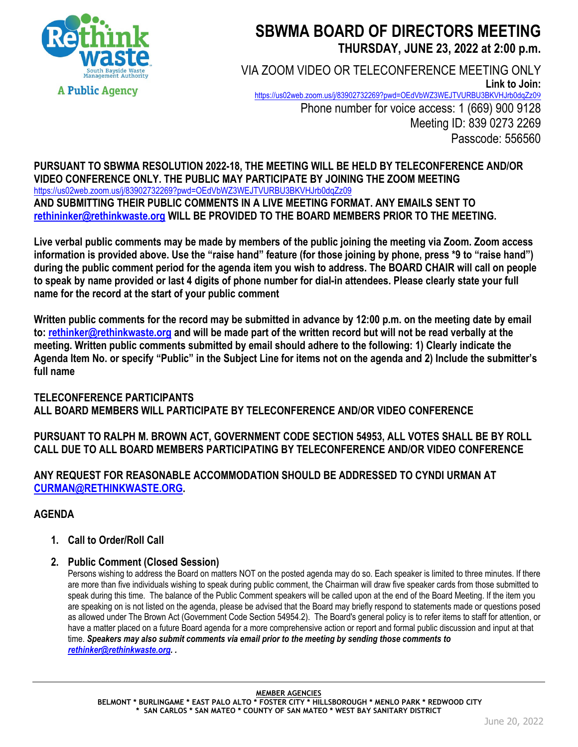# SBWMA BOARD OF DIRECTORS MEETING

**THURSDAY, JUNE 23, 2022 at 2:00 p.m.**

VIA ZOOM VIDEO OR TELECONFERENCE MEETING ONLY

**Link to Join:**
https://us02web.zoom.us/j/83902732269?pwd=OEdVbWZ3WEJTVURBU3BKVHJrb0dqZz09

Phone number for voice access: 1 (669) 900 9128
Meeting ID: 839 0273 2269
Passcode: 556560

**PURSUANT TO SBWMA RESOLUTION 2022-18, THE MEETING WILL BE HELD BY TELECONFERENCE AND/OR VIDEO CONFERENCE ONLY. THE PUBLIC MAY PARTICIPATE BY JOINING THE ZOOM MEETING** https://us02web.zoom.us/j/83902732269?pwd=OEdVbWZ3WEJTVURBU3BKVHJrb0dqZz09 **AND SUBMITTING THEIR PUBLIC COMMENTS IN A LIVE MEETING FORMAT. ANY EMAILS SENT TO rethininker@rethinkwaste.org WILL BE PROVIDED TO THE BOARD MEMBERS PRIOR TO THE MEETING.**

**Live verbal public comments may be made by members of the public joining the meeting via Zoom. Zoom access information is provided above. Use the "raise hand" feature (for those joining by phone, press *9 to "raise hand") during the public comment period for the agenda item you wish to address. The BOARD CHAIR will call on people to speak by name provided or last 4 digits of phone number for dial-in attendees. Please clearly state your full name for the record at the start of your public comment**

**Written public comments for the record may be submitted in advance by 12:00 p.m. on the meeting date by email to: rethinker@rethinkwaste.org and will be made part of the written record but will not be read verbally at the meeting. Written public comments submitted by email should adhere to the following: 1) Clearly indicate the Agenda Item No. or specify "Public" in the Subject Line for items not on the agenda and 2) Include the submitter's full name**

**TELECONFERENCE PARTICIPANTS**
**ALL BOARD MEMBERS WILL PARTICIPATE BY TELECONFERENCE AND/OR VIDEO CONFERENCE**

**PURSUANT TO RALPH M. BROWN ACT, GOVERNMENT CODE SECTION 54953, ALL VOTES SHALL BE BY ROLL CALL DUE TO ALL BOARD MEMBERS PARTICIPATING BY TELECONFERENCE AND/OR VIDEO CONFERENCE**

**ANY REQUEST FOR REASONABLE ACCOMMODATION SHOULD BE ADDRESSED TO CYNDI URMAN AT CURMAN@RETHINKWASTE.ORG.**

## AGENDA

1. **Call to Order/Roll Call**

2. **Public Comment (Closed Session)**
   Persons wishing to address the Board on matters NOT on the posted agenda may do so. Each speaker is limited to three minutes. If there are more than five individuals wishing to speak during public comment, the Chairman will draw five speaker cards from those submitted to speak during this time. The balance of the Public Comment speakers will be called upon at the end of the Board Meeting. If the item you are speaking on is not listed on the agenda, please be advised that the Board may briefly respond to statements made or questions posed as allowed under The Brown Act (Government Code Section 54954.2). The Board's general policy is to refer items to staff for attention, or have a matter placed on a future Board agenda for a more comprehensive action or report and formal public discussion and input at that time. ***Speakers may also submit comments via email prior to the meeting by sending those comments to rethinker@rethinkwaste.org. .***

**MEMBER AGENCIES**
BELMONT * BURLINGAME * EAST PALO ALTO * FOSTER CITY * HILLSBOROUGH * MENLO PARK * REDWOOD CITY * SAN CARLOS * SAN MATEO * COUNTY OF SAN MATEO * WEST BAY SANITARY DISTRICT

June 20, 2022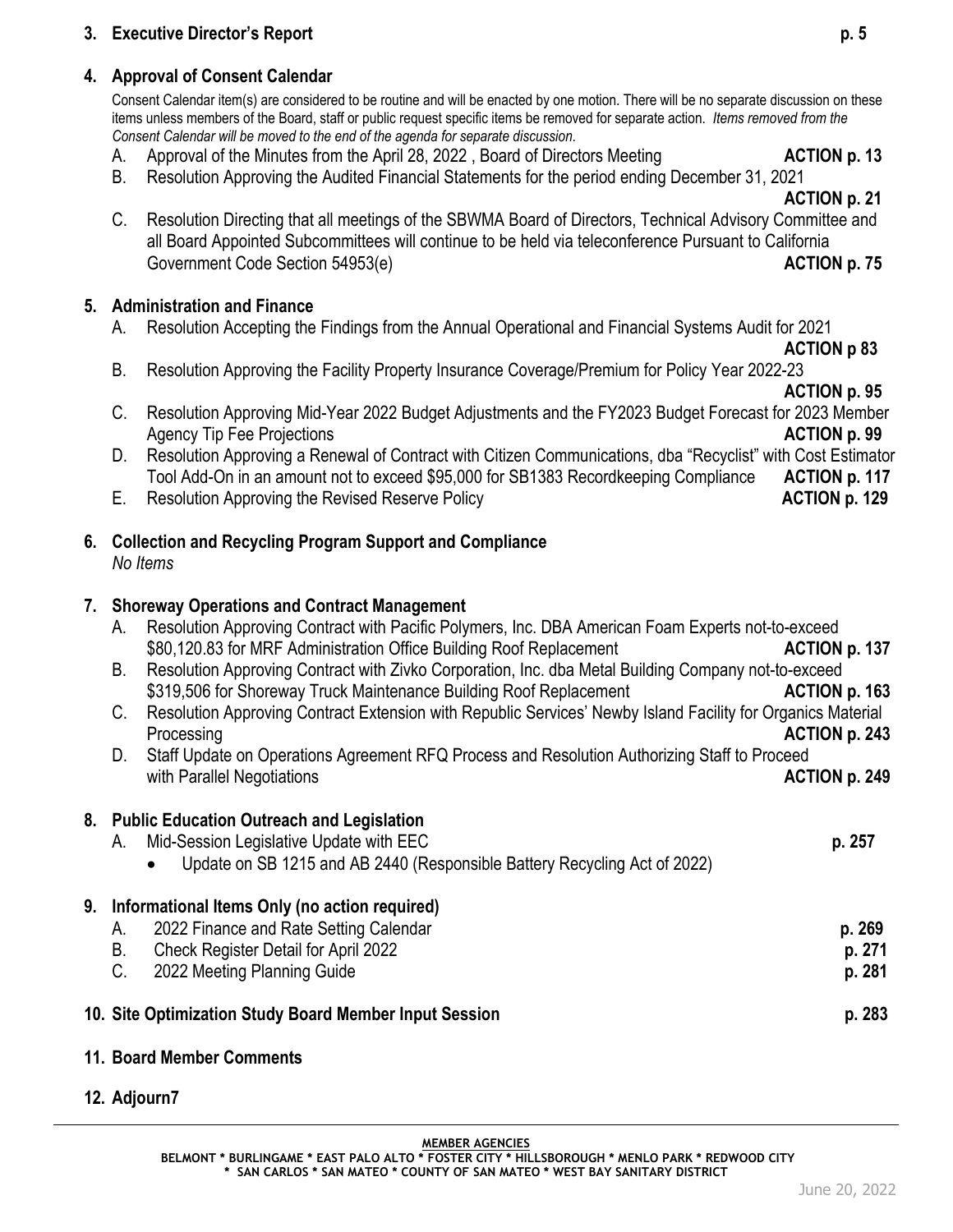**3. Executive Director's Report** **p. 5**

**4. Approval of Consent Calendar**

Consent Calendar item(s) are considered to be routine and will be enacted by one motion. There will be no separate discussion on these items unless members of the Board, staff or public request specific items be removed for separate action. *Items removed from the Consent Calendar will be moved to the end of the agenda for separate discussion.*

- A. Approval of the Minutes from the April 28, 2022 , Board of Directors Meeting **ACTION p. 13**
- B. Resolution Approving the Audited Financial Statements for the period ending December 31, 2021 **ACTION p. 21**
- C. Resolution Directing that all meetings of the SBWMA Board of Directors, Technical Advisory Committee and all Board Appointed Subcommittees will continue to be held via teleconference Pursuant to California Government Code Section 54953(e) **ACTION p. 75**

**5. Administration and Finance**

- A. Resolution Accepting the Findings from the Annual Operational and Financial Systems Audit for 2021 **ACTION p 83**
- B. Resolution Approving the Facility Property Insurance Coverage/Premium for Policy Year 2022-23 **ACTION p. 95**
- C. Resolution Approving Mid-Year 2022 Budget Adjustments and the FY2023 Budget Forecast for 2023 Member Agency Tip Fee Projections **ACTION p. 99**
- D. Resolution Approving a Renewal of Contract with Citizen Communications, dba "Recyclist" with Cost Estimator Tool Add-On in an amount not to exceed $95,000 for SB1383 Recordkeeping Compliance **ACTION p. 117**
- E. Resolution Approving the Revised Reserve Policy **ACTION p. 129**

**6. Collection and Recycling Program Support and Compliance**

*No Items*

**7. Shoreway Operations and Contract Management**

- A. Resolution Approving Contract with Pacific Polymers, Inc. DBA American Foam Experts not-to-exceed $80,120.83 for MRF Administration Office Building Roof Replacement **ACTION p. 137**
- B. Resolution Approving Contract with Zivko Corporation, Inc. dba Metal Building Company not-to-exceed $319,506 for Shoreway Truck Maintenance Building Roof Replacement **ACTION p. 163**
- C. Resolution Approving Contract Extension with Republic Services' Newby Island Facility for Organics Material Processing **ACTION p. 243**
- D. Staff Update on Operations Agreement RFQ Process and Resolution Authorizing Staff to Proceed with Parallel Negotiations **ACTION p. 249**

**8. Public Education Outreach and Legislation**

- A. Mid-Session Legislative Update with EEC **p. 257**
  - Update on SB 1215 and AB 2440 (Responsible Battery Recycling Act of 2022)

**9. Informational Items Only (no action required)**

- A. 2022 Finance and Rate Setting Calendar **p. 269**
- B. Check Register Detail for April 2022 **p. 271**
- C. 2022 Meeting Planning Guide **p. 281**

**10. Site Optimization Study Board Member Input Session** **p. 283**

**11. Board Member Comments**

**12. Adjourn7**

**MEMBER AGENCIES**

**BELMONT * BURLINGAME * EAST PALO ALTO * FOSTER CITY * HILLSBOROUGH * MENLO PARK * REDWOOD CITY * SAN CARLOS * SAN MATEO * COUNTY OF SAN MATEO * WEST BAY SANITARY DISTRICT**

June 20, 2022